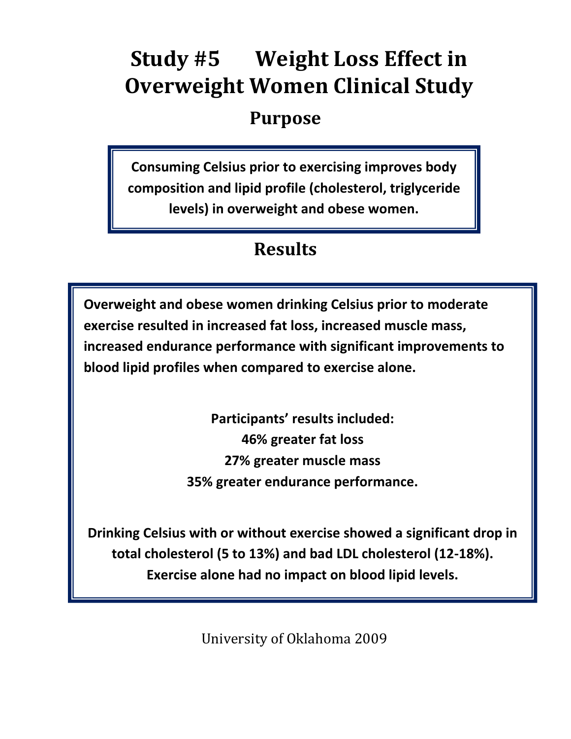# Study #5 Weight Loss Effect in Overweight Women Clinical Study

## Purpose

**Consuming Celsius prior to exercising improves body composition and lipid profile (cholesterol, triglyceride levels) in overweight and obese women.**

## Results

**Overweight and obese women drinking Celsius prior to moderate exercise resulted in increased fat loss, increased muscle mass, increased endurance performance with significant improvements to blood lipid profiles when compared to exercise alone.**

**Participants' results included:**
**46% greater fat loss**
**27% greater muscle mass**
**35% greater endurance performance.**

**Drinking Celsius with or without exercise showed a significant drop in total cholesterol (5 to 13%) and bad LDL cholesterol (12-18%). Exercise alone had no impact on blood lipid levels.**

University of Oklahoma 2009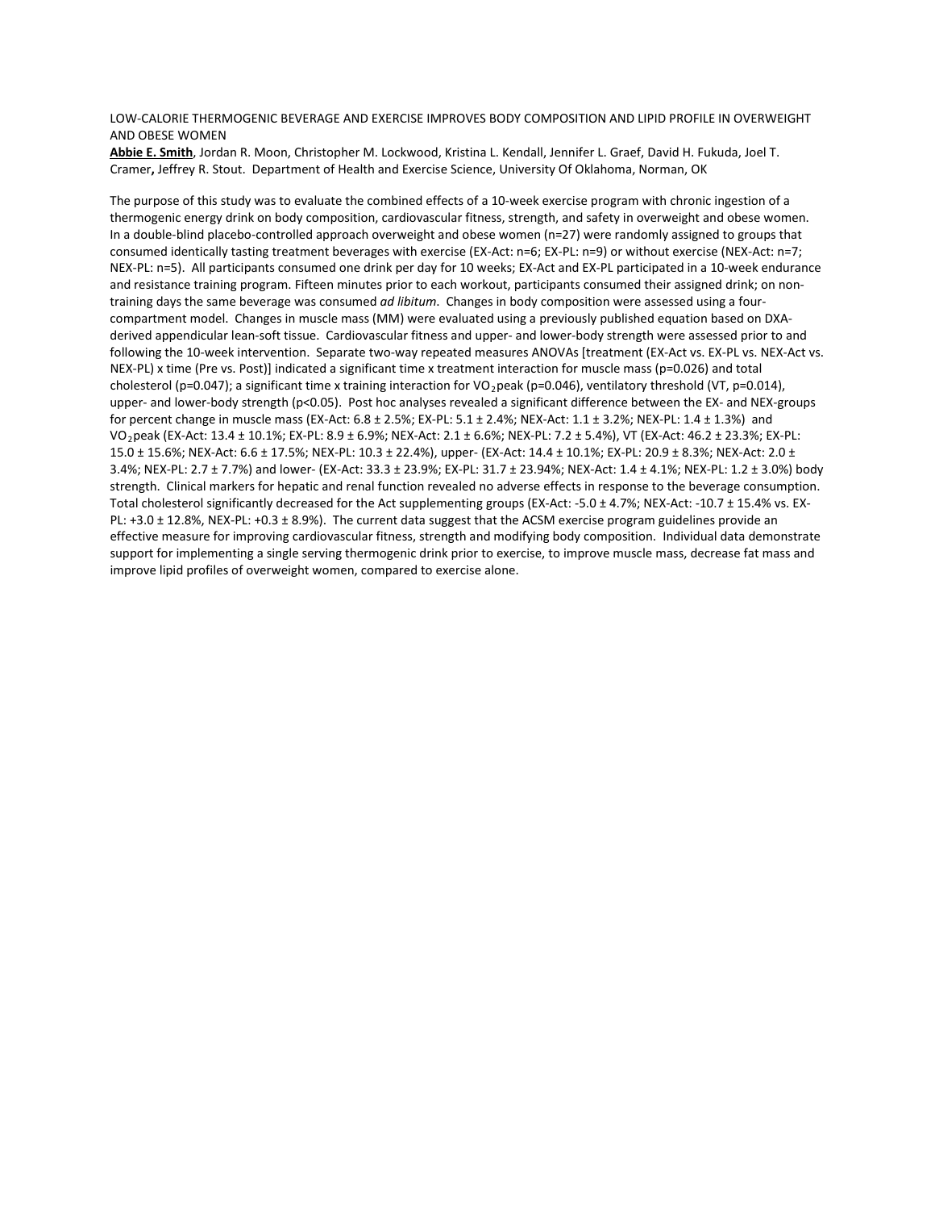LOW-CALORIE THERMOGENIC BEVERAGE AND EXERCISE IMPROVES BODY COMPOSITION AND LIPID PROFILE IN OVERWEIGHT AND OBESE WOMEN

**Abbie E. Smith**, Jordan R. Moon, Christopher M. Lockwood, Kristina L. Kendall, Jennifer L. Graef, David H. Fukuda, Joel T. Cramer**,** Jeffrey R. Stout. Department of Health and Exercise Science, University Of Oklahoma, Norman, OK

The purpose of this study was to evaluate the combined effects of a 10-week exercise program with chronic ingestion of a thermogenic energy drink on body composition, cardiovascular fitness, strength, and safety in overweight and obese women. In a double-blind placebo-controlled approach overweight and obese women (n=27) were randomly assigned to groups that consumed identically tasting treatment beverages with exercise (EX-Act: n=6; EX-PL: n=9) or without exercise (NEX-Act: n=7; NEX-PL: n=5). All participants consumed one drink per day for 10 weeks; EX-Act and EX-PL participated in a 10-week endurance and resistance training program. Fifteen minutes prior to each workout, participants consumed their assigned drink; on non-training days the same beverage was consumed *ad libitum*. Changes in body composition were assessed using a four-compartment model. Changes in muscle mass (MM) were evaluated using a previously published equation based on DXA-derived appendicular lean-soft tissue. Cardiovascular fitness and upper- and lower-body strength were assessed prior to and following the 10-week intervention. Separate two-way repeated measures ANOVAs [treatment (EX-Act vs. EX-PL vs. NEX-Act vs. NEX-PL) x time (Pre vs. Post)] indicated a significant time x treatment interaction for muscle mass (p=0.026) and total cholesterol (p=0.047); a significant time x training interaction for $VO_2$peak (p=0.046), ventilatory threshold (VT, p=0.014), upper- and lower-body strength (p<0.05). Post hoc analyses revealed a significant difference between the EX- and NEX-groups for percent change in muscle mass (EX-Act: 6.8 ± 2.5%; EX-PL: 5.1 ± 2.4%; NEX-Act: 1.1 ± 3.2%; NEX-PL: 1.4 ± 1.3%) and $VO_2$peak (EX-Act: 13.4 ± 10.1%; EX-PL: 8.9 ± 6.9%; NEX-Act: 2.1 ± 6.6%; NEX-PL: 7.2 ± 5.4%), VT (EX-Act: 46.2 ± 23.3%; EX-PL: 15.0 ± 15.6%; NEX-Act: 6.6 ± 17.5%; NEX-PL: 10.3 ± 22.4%), upper- (EX-Act: 14.4 ± 10.1%; EX-PL: 20.9 ± 8.3%; NEX-Act: 2.0 ± 3.4%; NEX-PL: 2.7 ± 7.7%) and lower- (EX-Act: 33.3 ± 23.9%; EX-PL: 31.7 ± 23.94%; NEX-Act: 1.4 ± 4.1%; NEX-PL: 1.2 ± 3.0%) body strength. Clinical markers for hepatic and renal function revealed no adverse effects in response to the beverage consumption. Total cholesterol significantly decreased for the Act supplementing groups (EX-Act: -5.0 ± 4.7%; NEX-Act: -10.7 ± 15.4% vs. EX-PL: +3.0 ± 12.8%, NEX-PL: +0.3 ± 8.9%). The current data suggest that the ACSM exercise program guidelines provide an effective measure for improving cardiovascular fitness, strength and modifying body composition. Individual data demonstrate support for implementing a single serving thermogenic drink prior to exercise, to improve muscle mass, decrease fat mass and improve lipid profiles of overweight women, compared to exercise alone.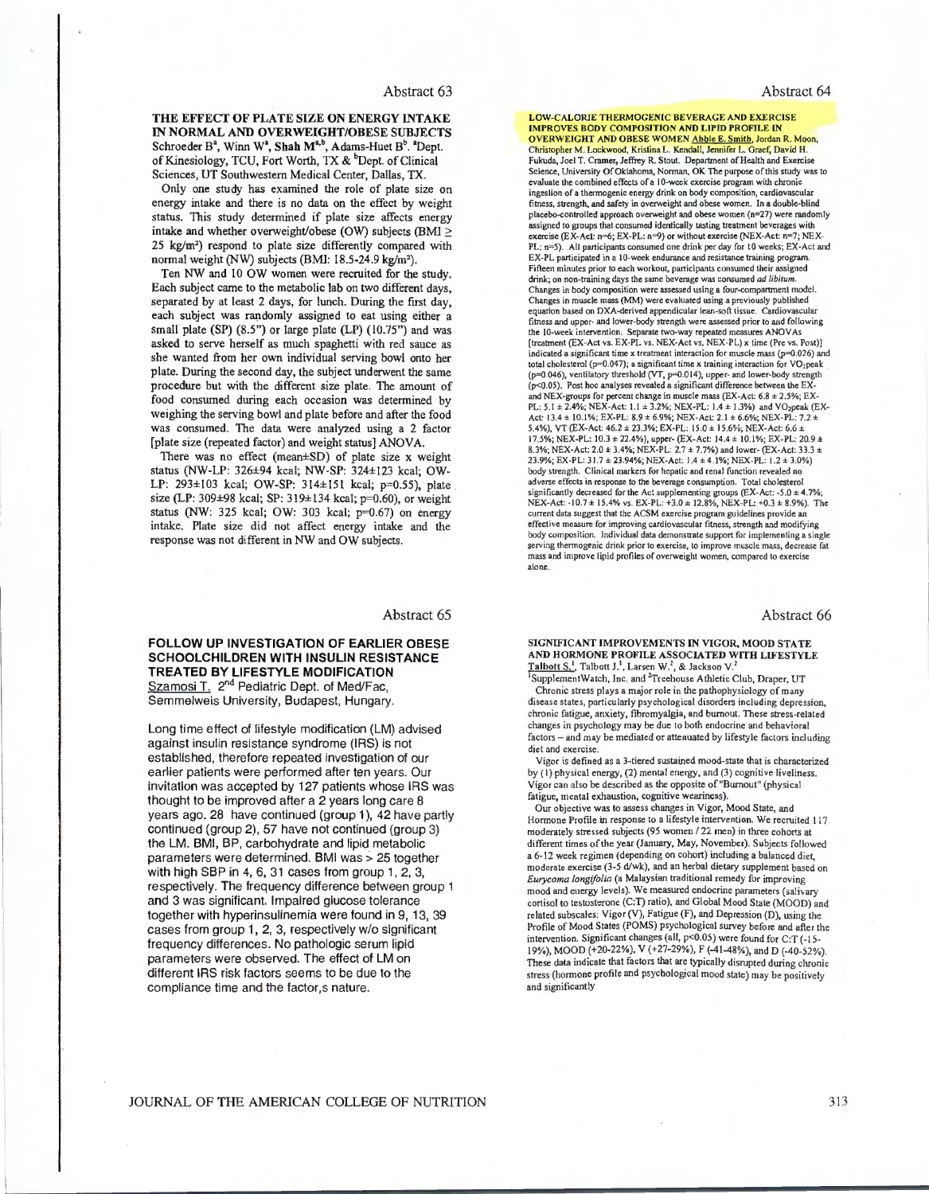## Abstract 63

**THE EFFECT OF PLATE SIZE ON ENERGY INTAKE IN NORMAL AND OVERWEIGHT/OBESE SUBJECTS**

Schroeder B[a], Winn W[a], **Shah M**[a,b], Adams-Huet B[b]. [a]Dept. of Kinesiology, TCU, Fort Worth, TX & [b]Dept. of Clinical Sciences, UT Southwestern Medical Center, Dallas, TX.

Only one study has examined the role of plate size on energy intake and there is no data on the effect by weight status. This study determined if plate size affects energy intake and whether overweight/obese (OW) subjects (BMI ≥ 25 kg/m$^2$) respond to plate size differently compared with normal weight (NW) subjects (BMI: 18.5-24.9 kg/m$^2$).

Ten NW and 10 OW women were recruited for the study. Each subject came to the metabolic lab on two different days, separated by at least 2 days, for lunch. During the first day, each subject was randomly assigned to eat using either a small plate (SP) (8.5") or large plate (LP) (10.75") and was asked to serve herself as much spaghetti with red sauce as she wanted from her own individual serving bowl onto her plate. During the second day, the subject underwent the same procedure but with the different size plate. The amount of food consumed during each occasion was determined by weighing the serving bowl and plate before and after the food was consumed. The data were analyzed using a 2 factor [plate size (repeated factor) and weight status] ANOVA.

There was no effect (mean±SD) of plate size x weight status (NW-LP: 326±94 kcal; NW-SP: 324±123 kcal; OW-LP: 293±103 kcal; OW-SP: 314±151 kcal; p=0.55), plate size (LP: 309±98 kcal; SP: 319±134 kcal; p=0.60), or weight status (NW: 325 kcal; OW: 303 kcal; p=0.67) on energy intake. Plate size did not affect energy intake and the response was not different in NW and OW subjects.

## Abstract 64

**LOW-CALORIE THERMOGENIC BEVERAGE AND EXERCISE IMPROVES BODY COMPOSITION AND LIPID PROFILE IN OVERWEIGHT AND OBESE WOMEN** Abbie E. Smith, Jordan R. Moon, Christopher M. Lockwood, Kristina L. Kendall, Jennifer L. Graef, David H. Fukuda, Joel T. Cramer, Jeffrey R. Stout. Department of Health and Exercise Science, University Of Oklahoma, Norman, OK The purpose of this study was to evaluate the combined effects of a 10-week exercise program with chronic ingestion of a thermogenic energy drink on body composition, cardiovascular fitness, strength, and safety in overweight and obese women. In a double-blind placebo-controlled approach overweight and obese women (n=27) were randomly assigned to groups that consumed identically tasting treatment beverages with exercise (EX-Act: n=6; EX-PL: n=9) or without exercise (NEX-Act: n=7; NEX-PL: n=5). All participants consumed one drink per day for 10 weeks; EX-Act and EX-PL participated in a 10-week endurance and resistance training program. Fifteen minutes prior to each workout, participants consumed their assigned drink; on non-training days the same beverage was consumed *ad libitum*. Changes in body composition were assessed using a four-compartment model. Changes in muscle mass (MM) were evaluated using a previously published equation based on DXA-derived appendicular lean-soft tissue. Cardiovascular fitness and upper- and lower-body strength were assessed prior to and following the 10-week intervention. Separate two-way repeated measures ANOVAs [treatment (EX-Act vs. EX-PL vs. NEX-Act vs. NEX-PL) x time (Pre vs. Post)] indicated a significant time x treatment interaction for muscle mass (p=0.026) and total cholesterol (p=0.047); a significant time x training interaction for $VO_2$peak (p=0.046), ventilatory threshold (VT, p=0.014), upper- and lower-body strength (p<0.05). Post hoc analyses revealed a significant difference between the EX- and NEX-groups for percent change in muscle mass (EX-Act: 6.8 ± 2.5%; EX-PL: 5.1 ± 2.4%; NEX-Act: 1.1 ± 3.2%; NEX-PL: 1.4 ± 1.3%) and $VO_2$peak (EX-Act: 13.4 ± 10.1%; EX-PL: 8.9 ± 6.9%; NEX-Act: 2.1 ± 6.6%; NEX-PL: 7.2 ± 5.4%), VT (EX-Act: 46.2 ± 23.3%; EX-PL: 15.0 ± 15.6%; NEX-Act: 6.6 ± 17.5%; NEX-PL: 10.3 ± 22.4%), upper- (EX-Act: 14.4 ± 10.1%; EX-PL: 20.9 ± 8.3%; NEX-Act: 2.0 ± 3.4%; NEX-PL: 2.7 ± 7.7%) and lower- (EX-Act: 33.3 ± 23.9%; EX-PL: 31.7 ± 23.94%; NEX-Act: 1.4 ± 4.1%; NEX-PL: 1.2 ± 3.0%) body strength. Clinical markers for hepatic and renal function revealed no adverse effects in response to the beverage consumption. Total cholesterol significantly decreased for the Act supplementing groups (EX-Act: -5.0 ± 4.7%; NEX-Act: -10.7 ± 15.4% vs. EX-PL: +3.0 ± 12.8%, NEX-PL: +0.3 ± 8.9%). The current data suggest that the ACSM exercise program guidelines provide an effective measure for improving cardiovascular fitness, strength and modifying body composition. Individual data demonstrate support for implementing a single serving thermogenic drink prior to exercise, to improve muscle mass, decrease fat mass and improve lipid profiles of overweight women, compared to exercise alone.

## Abstract 65

**FOLLOW UP INVESTIGATION OF EARLIER OBESE SCHOOLCHILDREN WITH INSULIN RESISTANCE TREATED BY LIFESTYLE MODIFICATION**

Szamosi T. 2[nd] Pediatric Dept. of Med/Fac, Semmelweis University, Budapest, Hungary.

Long time effect of lifestyle modification (LM) advised against insulin resistance syndrome (IRS) is not established, therefore repeated investigation of our earlier patients were performed after ten years. Our invitation was accepted by 127 patients whose IRS was thought to be improved after a 2 years long care 8 years ago. 28 have continued (group 1), 42 have partly continued (group 2), 57 have not continued (group 3) the LM. BMI, BP, carbohydrate and lipid metabolic parameters were determined. BMI was > 25 together with high SBP in 4, 6, 31 cases from group 1, 2, 3, respectively. The frequency difference between group 1 and 3 was significant. Impaired glucose tolerance together with hyperinsulinemia were found in 9, 13, 39 cases from group 1, 2, 3, respectively w/o significant frequency differences. No pathologic serum lipid parameters were observed. The effect of LM on different IRS risk factors seems to be due to the compliance time and the factor,s nature.

## Abstract 66

**SIGNIFICANT IMPROVEMENTS IN VIGOR, MOOD STATE AND HORMONE PROFILE ASSOCIATED WITH LIFESTYLE**

Talbott S.[1], Talbott J.[1], Larsen W.[2], & Jackson V.[2]

[1]SupplementWatch, Inc. and [2]Treehouse Athletic Club, Draper, UT

Chronic stress plays a major role in the pathophysiology of many disease states, particularly psychological disorders including depression, chronic fatigue, anxiety, fibromyalgia, and burnout. These stress-related changes in psychology may be due to both endocrine and behavioral factors – and may be mediated or attenuated by lifestyle factors including diet and exercise.

Vigor is defined as a 3-tiered sustained mood-state that is characterized by (1) physical energy, (2) mental energy, and (3) cognitive liveliness. Vigor can also be described as the opposite of "Burnout" (physical fatigue, mental exhaustion, cognitive weariness).

Our objective was to assess changes in Vigor, Mood State, and Hormone Profile in response to a lifestyle intervention. We recruited 117 moderately stressed subjects (95 women / 22 men) in three cohorts at different times of the year (January, May, November). Subjects followed a 6-12 week regimen (depending on cohort) including a balanced diet, moderate exercise (3-5 d/wk), and an herbal dietary supplement based on *Eurycoma longifolia* (a Malaysian traditional remedy for improving mood and energy levels). We measured endocrine parameters (salivary cortisol to testosterone (C:T) ratio), and Global Mood State (MOOD) and related subscales: Vigor (V), Fatigue (F), and Depression (D), using the Profile of Mood States (POMS) psychological survey before and after the intervention. Significant changes (all, p<0.05) were found for C:T (-15-19%), MOOD (+20-22%), V (+27-29%), F (-41-48%), and D (-40-52%). These data indicate that factors that are typically disrupted during chronic stress (hormone profile and psychological mood state) may be positively and significantly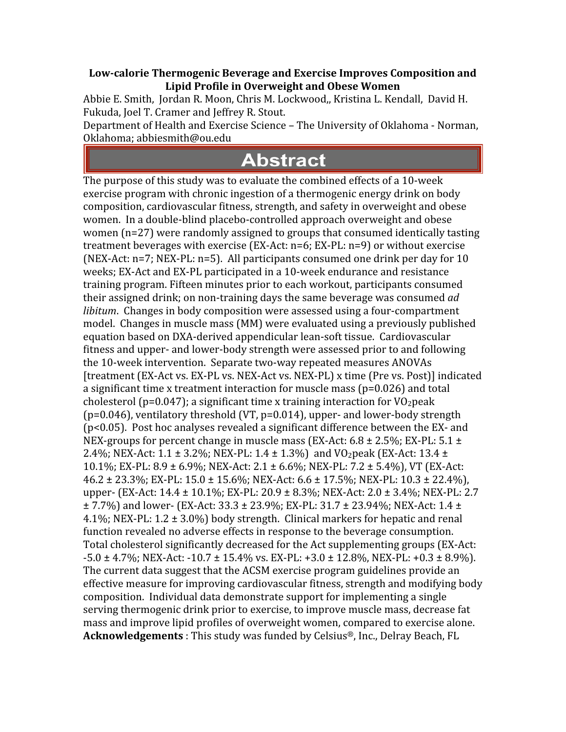**Low-calorie Thermogenic Beverage and Exercise Improves Composition and Lipid Profile in Overweight and Obese Women**

Abbie E. Smith, Jordan R. Moon, Chris M. Lockwood,, Kristina L. Kendall, David H. Fukuda, Joel T. Cramer and Jeffrey R. Stout.

Department of Health and Exercise Science – The University of Oklahoma - Norman, Oklahoma; abbiesmith@ou.edu

## Abstract

The purpose of this study was to evaluate the combined effects of a 10-week exercise program with chronic ingestion of a thermogenic energy drink on body composition, cardiovascular fitness, strength, and safety in overweight and obese women. In a double-blind placebo-controlled approach overweight and obese women (n=27) were randomly assigned to groups that consumed identically tasting treatment beverages with exercise (EX-Act: n=6; EX-PL: n=9) or without exercise (NEX-Act: n=7; NEX-PL: n=5). All participants consumed one drink per day for 10 weeks; EX-Act and EX-PL participated in a 10-week endurance and resistance training program. Fifteen minutes prior to each workout, participants consumed their assigned drink; on non-training days the same beverage was consumed *ad libitum*. Changes in body composition were assessed using a four-compartment model. Changes in muscle mass (MM) were evaluated using a previously published equation based on DXA-derived appendicular lean-soft tissue. Cardiovascular fitness and upper- and lower-body strength were assessed prior to and following the 10-week intervention. Separate two-way repeated measures ANOVAs [treatment (EX-Act vs. EX-PL vs. NEX-Act vs. NEX-PL) x time (Pre vs. Post)] indicated a significant time x treatment interaction for muscle mass (p=0.026) and total cholesterol (p=0.047); a significant time x training interaction for $VO_2$peak (p=0.046), ventilatory threshold (VT, p=0.014), upper- and lower-body strength (p<0.05). Post hoc analyses revealed a significant difference between the EX- and NEX-groups for percent change in muscle mass (EX-Act: 6.8 ± 2.5%; EX-PL: 5.1 ± 2.4%; NEX-Act: 1.1 ± 3.2%; NEX-PL: 1.4 ± 1.3%) and $VO_2$peak (EX-Act: 13.4 ± 10.1%; EX-PL: 8.9 ± 6.9%; NEX-Act: 2.1 ± 6.6%; NEX-PL: 7.2 ± 5.4%), VT (EX-Act: 46.2 ± 23.3%; EX-PL: 15.0 ± 15.6%; NEX-Act: 6.6 ± 17.5%; NEX-PL: 10.3 ± 22.4%), upper- (EX-Act: 14.4 ± 10.1%; EX-PL: 20.9 ± 8.3%; NEX-Act: 2.0 ± 3.4%; NEX-PL: 2.7 ± 7.7%) and lower- (EX-Act: 33.3 ± 23.9%; EX-PL: 31.7 ± 23.94%; NEX-Act: 1.4 ± 4.1%; NEX-PL: 1.2 ± 3.0%) body strength. Clinical markers for hepatic and renal function revealed no adverse effects in response to the beverage consumption. Total cholesterol significantly decreased for the Act supplementing groups (EX-Act: -5.0 ± 4.7%; NEX-Act: -10.7 ± 15.4% vs. EX-PL: +3.0 ± 12.8%, NEX-PL: +0.3 ± 8.9%). The current data suggest that the ACSM exercise program guidelines provide an effective measure for improving cardiovascular fitness, strength and modifying body composition. Individual data demonstrate support for implementing a single serving thermogenic drink prior to exercise, to improve muscle mass, decrease fat mass and improve lipid profiles of overweight women, compared to exercise alone.

**Acknowledgements** : This study was funded by Celsius®, Inc., Delray Beach, FL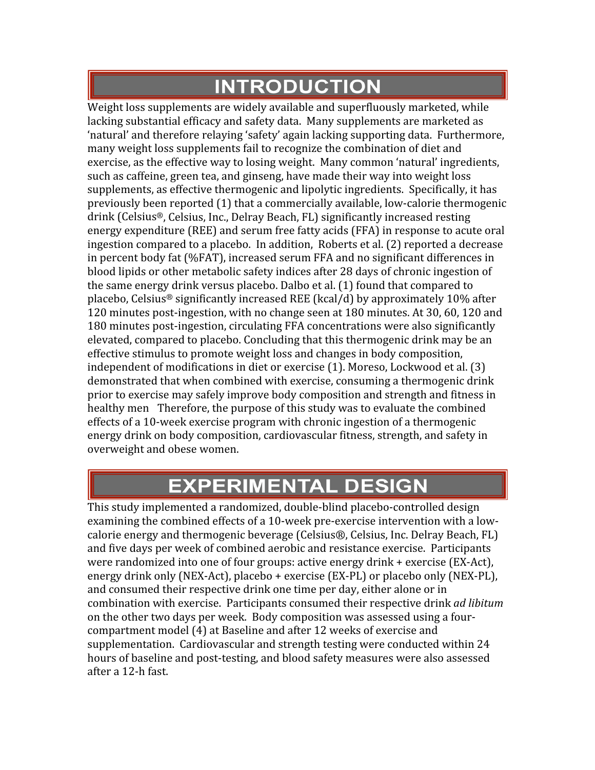# INTRODUCTION

Weight loss supplements are widely available and superfluously marketed, while lacking substantial efficacy and safety data. Many supplements are marketed as 'natural' and therefore relaying 'safety' again lacking supporting data. Furthermore, many weight loss supplements fail to recognize the combination of diet and exercise, as the effective way to losing weight. Many common 'natural' ingredients, such as caffeine, green tea, and ginseng, have made their way into weight loss supplements, as effective thermogenic and lipolytic ingredients. Specifically, it has previously been reported (1) that a commercially available, low-calorie thermogenic drink (Celsius®, Celsius, Inc., Delray Beach, FL) significantly increased resting energy expenditure (REE) and serum free fatty acids (FFA) in response to acute oral ingestion compared to a placebo. In addition, Roberts et al. (2) reported a decrease in percent body fat (%FAT), increased serum FFA and no significant differences in blood lipids or other metabolic safety indices after 28 days of chronic ingestion of the same energy drink versus placebo. Dalbo et al. (1) found that compared to placebo, Celsius® significantly increased REE (kcal/d) by approximately 10% after 120 minutes post-ingestion, with no change seen at 180 minutes. At 30, 60, 120 and 180 minutes post-ingestion, circulating FFA concentrations were also significantly elevated, compared to placebo. Concluding that this thermogenic drink may be an effective stimulus to promote weight loss and changes in body composition, independent of modifications in diet or exercise (1). Moreso, Lockwood et al. (3) demonstrated that when combined with exercise, consuming a thermogenic drink prior to exercise may safely improve body composition and strength and fitness in healthy men   Therefore, the purpose of this study was to evaluate the combined effects of a 10-week exercise program with chronic ingestion of a thermogenic energy drink on body composition, cardiovascular fitness, strength, and safety in overweight and obese women.

# EXPERIMENTAL DESIGN

This study implemented a randomized, double-blind placebo-controlled design examining the combined effects of a 10-week pre-exercise intervention with a low-calorie energy and thermogenic beverage (Celsius®, Celsius, Inc. Delray Beach, FL) and five days per week of combined aerobic and resistance exercise. Participants were randomized into one of four groups: active energy drink + exercise (EX-Act), energy drink only (NEX-Act), placebo + exercise (EX-PL) or placebo only (NEX-PL), and consumed their respective drink one time per day, either alone or in combination with exercise. Participants consumed their respective drink *ad libitum* on the other two days per week. Body composition was assessed using a four-compartment model (4) at Baseline and after 12 weeks of exercise and supplementation. Cardiovascular and strength testing were conducted within 24 hours of baseline and post-testing, and blood safety measures were also assessed after a 12-h fast.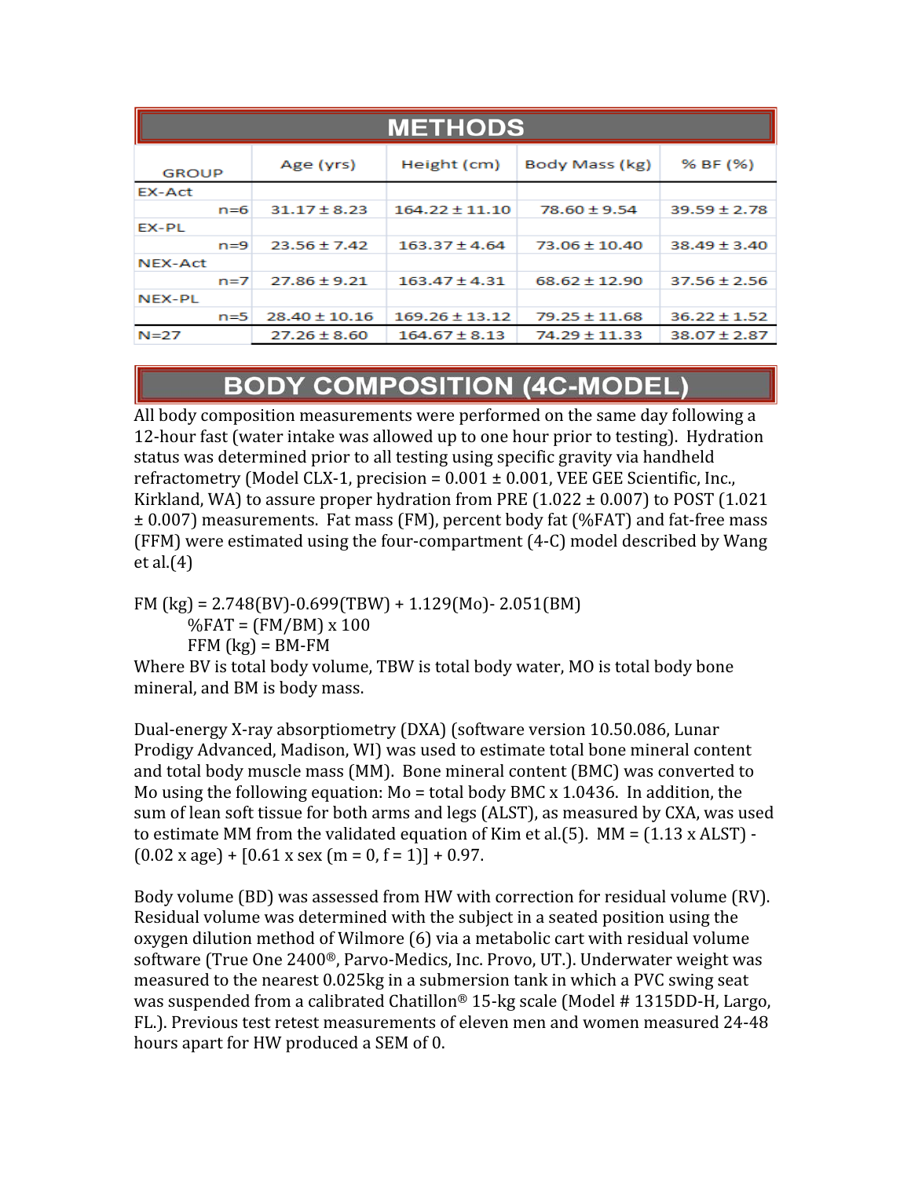## METHODS

| GROUP | Age (yrs) | Height (cm) | Body Mass (kg) | % BF (%) |
|---|---|---|---|---|
| EX-Act | | | | |
| n=6 | 31.17 ± 8.23 | 164.22 ± 11.10 | 78.60 ± 9.54 | 39.59 ± 2.78 |
| EX-PL | | | | |
| n=9 | 23.56 ± 7.42 | 163.37 ± 4.64 | 73.06 ± 10.40 | 38.49 ± 3.40 |
| NEX-Act | | | | |
| n=7 | 27.86 ± 9.21 | 163.47 ± 4.31 | 68.62 ± 12.90 | 37.56 ± 2.56 |
| NEX-PL | | | | |
| n=5 | 28.40 ± 10.16 | 169.26 ± 13.12 | 79.25 ± 11.68 | 36.22 ± 1.52 |
| N=27 | 27.26 ± 8.60 | 164.67 ± 8.13 | 74.29 ± 11.33 | 38.07 ± 2.87 |

## BODY COMPOSITION (4C-MODEL)

All body composition measurements were performed on the same day following a 12-hour fast (water intake was allowed up to one hour prior to testing). Hydration status was determined prior to all testing using specific gravity via handheld refractometry (Model CLX-1, precision = 0.001 ± 0.001, VEE GEE Scientific, Inc., Kirkland, WA) to assure proper hydration from PRE (1.022 ± 0.007) to POST (1.021 ± 0.007) measurements. Fat mass (FM), percent body fat (%FAT) and fat-free mass (FFM) were estimated using the four-compartment (4-C) model described by Wang et al.(4)

$$FM (kg) = 2.748(BV) - 0.699(TBW) + 1.129(Mo) - 2.051(BM)$$

$$\%FAT = (FM/BM) \times 100$$

$$FFM (kg) = BM - FM$$

Where BV is total body volume, TBW is total body water, MO is total body bone mineral, and BM is body mass.

Dual-energy X-ray absorptiometry (DXA) (software version 10.50.086, Lunar Prodigy Advanced, Madison, WI) was used to estimate total bone mineral content and total body muscle mass (MM). Bone mineral content (BMC) was converted to Mo using the following equation: $Mo = \text{total body BMC} \times 1.0436$. In addition, the sum of lean soft tissue for both arms and legs (ALST), as measured by CXA, was used to estimate MM from the validated equation of Kim et al.(5). $MM = (1.13 \times ALST) - (0.02 \times age) + [0.61 \times sex\ (m = 0, f = 1)] + 0.97$.

Body volume (BD) was assessed from HW with correction for residual volume (RV). Residual volume was determined with the subject in a seated position using the oxygen dilution method of Wilmore (6) via a metabolic cart with residual volume software (True One 2400®, Parvo-Medics, Inc. Provo, UT.). Underwater weight was measured to the nearest 0.025kg in a submersion tank in which a PVC swing seat was suspended from a calibrated Chatillon® 15-kg scale (Model # 1315DD-H, Largo, FL.). Previous test retest measurements of eleven men and women measured 24-48 hours apart for HW produced a SEM of 0.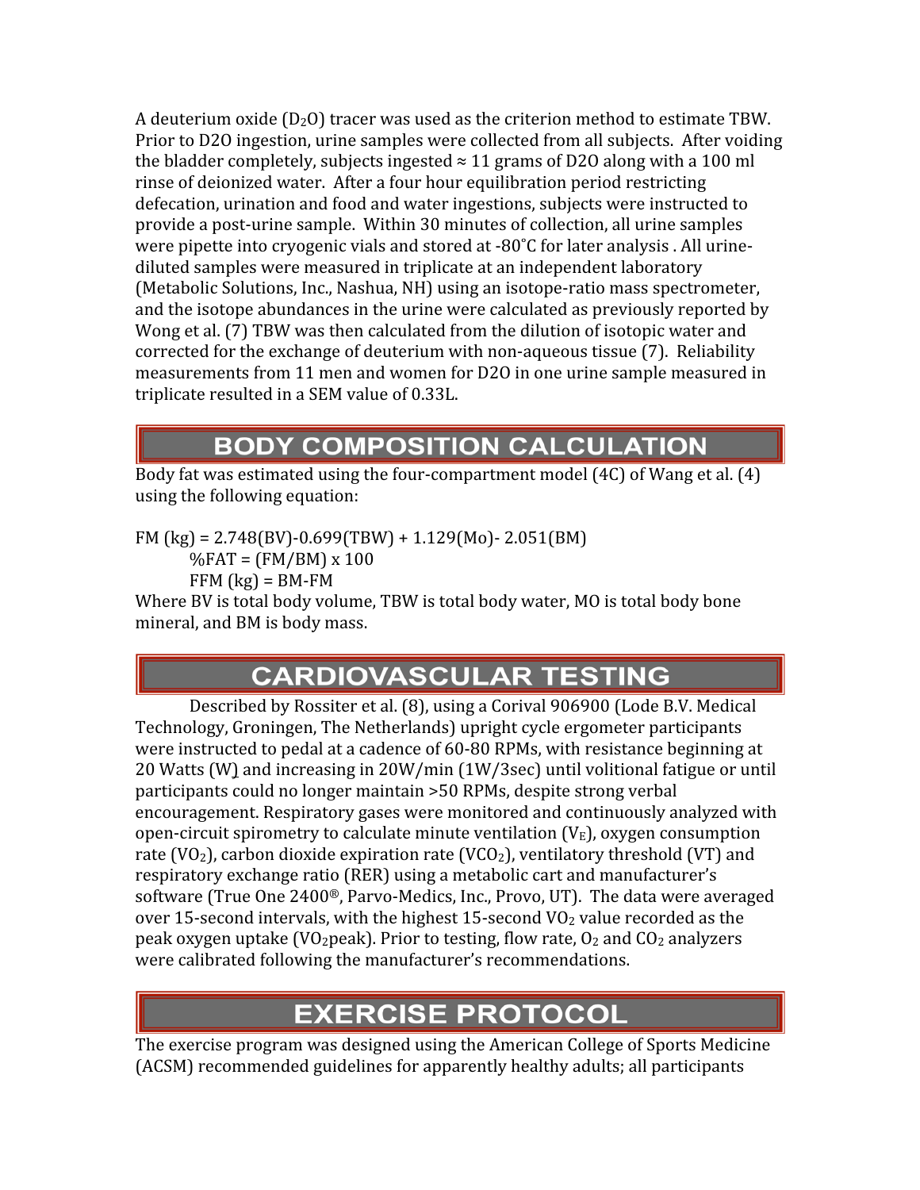A deuterium oxide ($D_2O$) tracer was used as the criterion method to estimate TBW. Prior to D2O ingestion, urine samples were collected from all subjects. After voiding the bladder completely, subjects ingested ≈ 11 grams of D2O along with a 100 ml rinse of deionized water. After a four hour equilibration period restricting defecation, urination and food and water ingestions, subjects were instructed to provide a post-urine sample. Within 30 minutes of collection, all urine samples were pipette into cryogenic vials and stored at -80˚C for later analysis . All urine-diluted samples were measured in triplicate at an independent laboratory (Metabolic Solutions, Inc., Nashua, NH) using an isotope-ratio mass spectrometer, and the isotope abundances in the urine were calculated as previously reported by Wong et al. (7) TBW was then calculated from the dilution of isotopic water and corrected for the exchange of deuterium with non-aqueous tissue (7). Reliability measurements from 11 men and women for D2O in one urine sample measured in triplicate resulted in a SEM value of 0.33L.

## BODY COMPOSITION CALCULATION

Body fat was estimated using the four-compartment model (4C) of Wang et al. (4) using the following equation:

$$FM\ (kg) = 2.748(BV) - 0.699(TBW) + 1.129(Mo) - 2.051(BM)$$

$$\%FAT = (FM/BM) \times 100$$

$$FFM\ (kg) = BM - FM$$

Where BV is total body volume, TBW is total body water, MO is total body bone mineral, and BM is body mass.

## CARDIOVASCULAR TESTING

Described by Rossiter et al. (8), using a Corival 906900 (Lode B.V. Medical Technology, Groningen, The Netherlands) upright cycle ergometer participants were instructed to pedal at a cadence of 60-80 RPMs, with resistance beginning at 20 Watts (W) and increasing in 20W/min (1W/3sec) until volitional fatigue or until participants could no longer maintain >50 RPMs, despite strong verbal encouragement. Respiratory gases were monitored and continuously analyzed with open-circuit spirometry to calculate minute ventilation ($V_E$), oxygen consumption rate ($VO_2$), carbon dioxide expiration rate ($VCO_2$), ventilatory threshold (VT) and respiratory exchange ratio (RER) using a metabolic cart and manufacturer's software (True One 2400®, Parvo-Medics, Inc., Provo, UT). The data were averaged over 15-second intervals, with the highest 15-second $VO_2$ value recorded as the peak oxygen uptake ($VO_2$peak). Prior to testing, flow rate, $O_2$ and $CO_2$ analyzers were calibrated following the manufacturer's recommendations.

## EXERCISE PROTOCOL

The exercise program was designed using the American College of Sports Medicine (ACSM) recommended guidelines for apparently healthy adults; all participants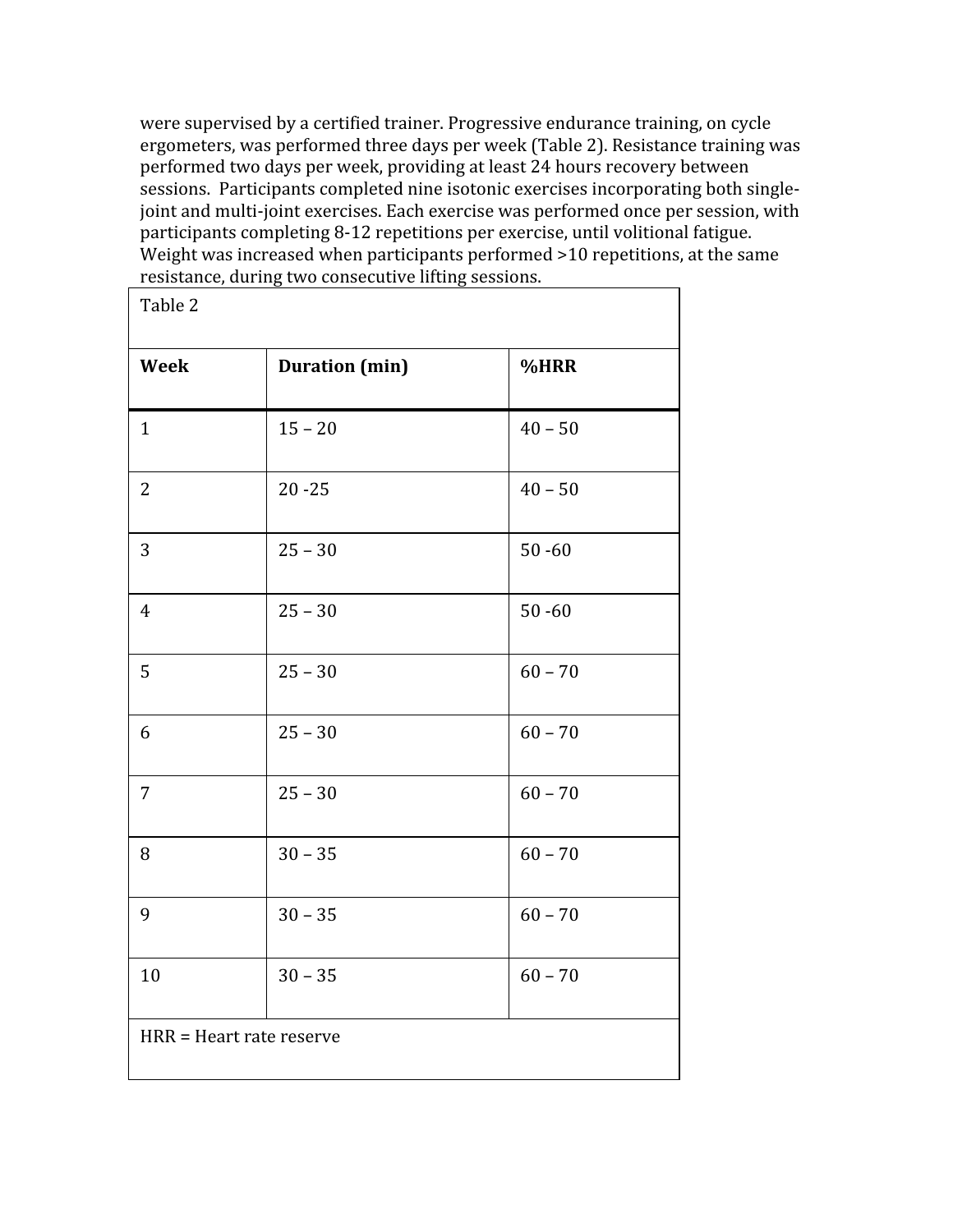were supervised by a certified trainer. Progressive endurance training, on cycle ergometers, was performed three days per week (Table 2). Resistance training was performed two days per week, providing at least 24 hours recovery between sessions. Participants completed nine isotonic exercises incorporating both single-joint and multi-joint exercises. Each exercise was performed once per session, with participants completing 8-12 repetitions per exercise, until volitional fatigue. Weight was increased when participants performed >10 repetitions, at the same resistance, during two consecutive lifting sessions.

Table 2

| **Week** | **Duration (min)** | **%HRR** |
|---|---|---|
| 1 | 15 – 20 | 40 – 50 |
| 2 | 20 -25 | 40 – 50 |
| 3 | 25 – 30 | 50 -60 |
| 4 | 25 – 30 | 50 -60 |
| 5 | 25 – 30 | 60 – 70 |
| 6 | 25 – 30 | 60 – 70 |
| 7 | 25 – 30 | 60 – 70 |
| 8 | 30 – 35 | 60 – 70 |
| 9 | 30 – 35 | 60 – 70 |
| 10 | 30 – 35 | 60 – 70 |

HRR = Heart rate reserve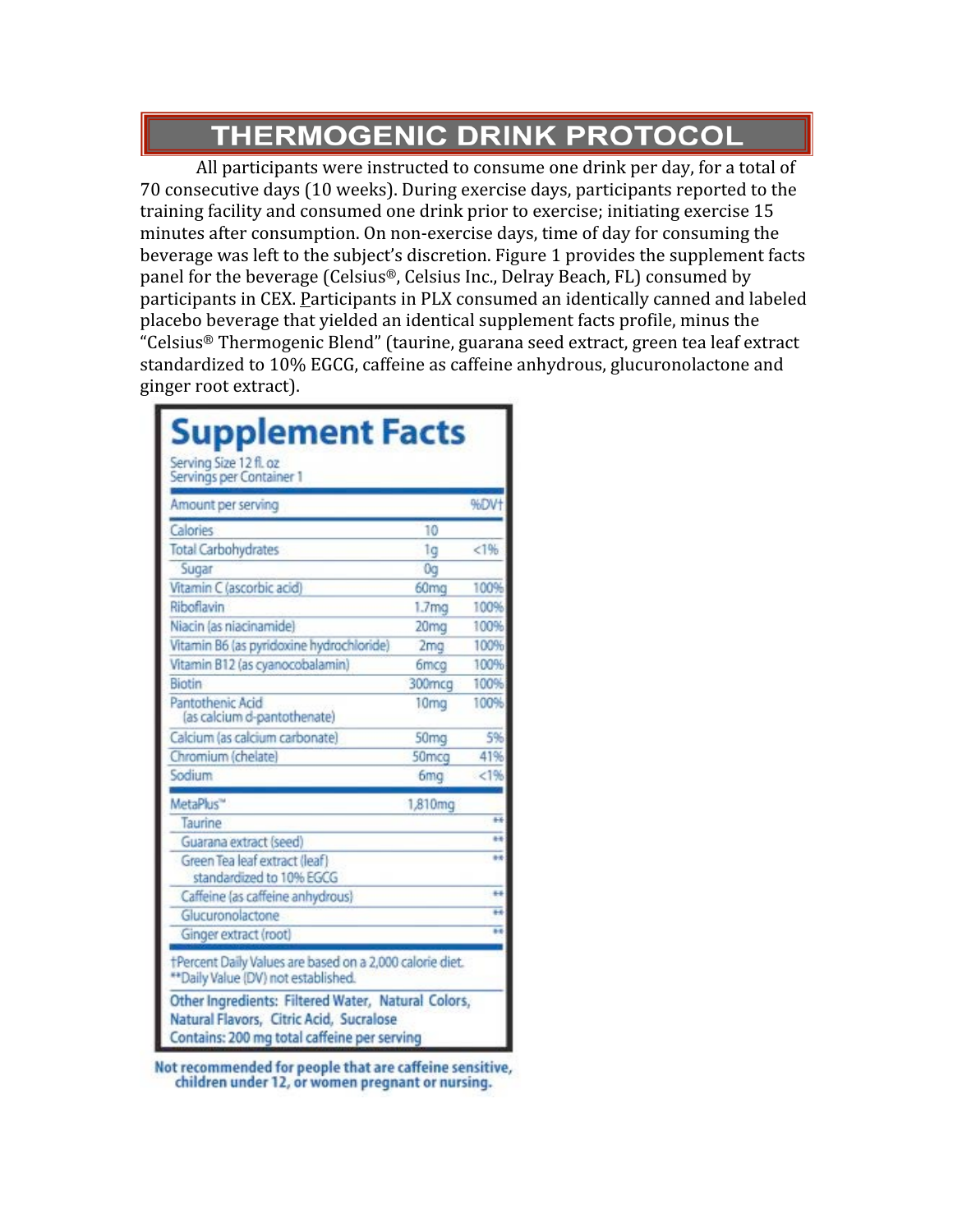## THERMOGENIC DRINK PROTOCOL

All participants were instructed to consume one drink per day, for a total of 70 consecutive days (10 weeks). During exercise days, participants reported to the training facility and consumed one drink prior to exercise; initiating exercise 15 minutes after consumption. On non-exercise days, time of day for consuming the beverage was left to the subject's discretion. Figure 1 provides the supplement facts panel for the beverage (Celsius®, Celsius Inc., Delray Beach, FL) consumed by participants in CEX. Participants in PLX consumed an identically canned and labeled placebo beverage that yielded an identical supplement facts profile, minus the "Celsius® Thermogenic Blend" (taurine, guarana seed extract, green tea leaf extract standardized to 10% EGCG, caffeine as caffeine anhydrous, glucuronolactone and ginger root extract).

**Supplement Facts**

Serving Size 12 fl. oz
Servings per Container 1

| Amount per serving | | %DV† |
|---|---|---|
| Calories | 10 | |
| Total Carbohydrates | 1g | <1% |
| Sugar | 0g | |
| Vitamin C (ascorbic acid) | 60mg | 100% |
| Riboflavin | 1.7mg | 100% |
| Niacin (as niacinamide) | 20mg | 100% |
| Vitamin B6 (as pyridoxine hydrochloride) | 2mg | 100% |
| Vitamin B12 (as cyanocobalamin) | 6mcg | 100% |
| Biotin | 300mcg | 100% |
| Pantothenic Acid (as calcium d-pantothenate) | 10mg | 100% |
| Calcium (as calcium carbonate) | 50mg | 5% |
| Chromium (chelate) | 50mcg | 41% |
| Sodium | 6mg | <1% |
| MetaPlus™ | 1,810mg | |
| Taurine | | ** |
| Guarana extract (seed) | | ** |
| Green Tea leaf extract (leaf) standardized to 10% EGCG | | ** |
| Caffeine (as caffeine anhydrous) | | ** |
| Glucuronolactone | | ** |
| Ginger extract (root) | | ** |

†Percent Daily Values are based on a 2,000 calorie diet.
**Daily Value (DV) not established.

Other Ingredients: Filtered Water, Natural Colors, Natural Flavors, Citric Acid, Sucralose
Contains: 200 mg total caffeine per serving

Not recommended for people that are caffeine sensitive, children under 12, or women pregnant or nursing.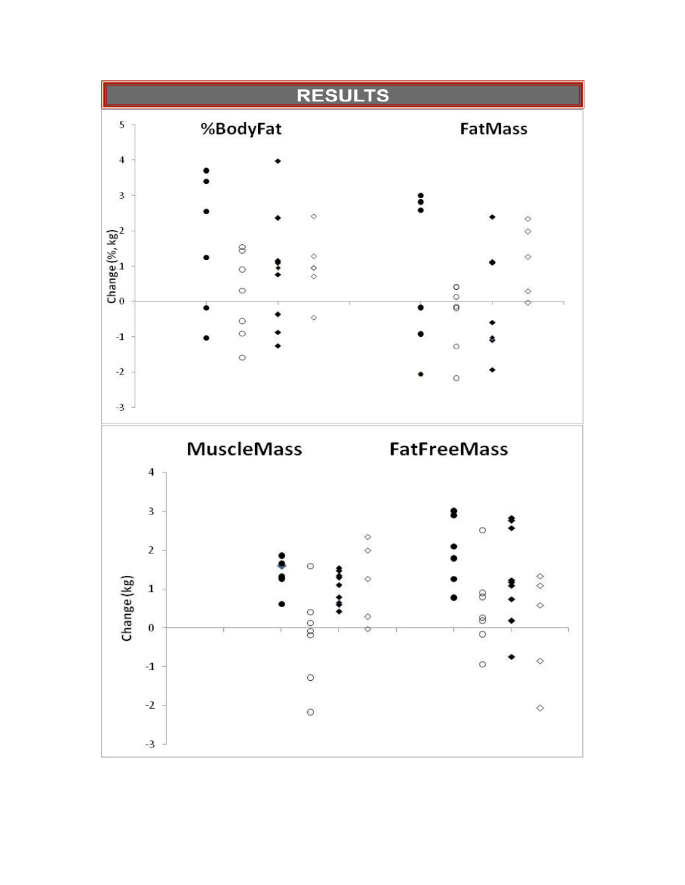# RESULTS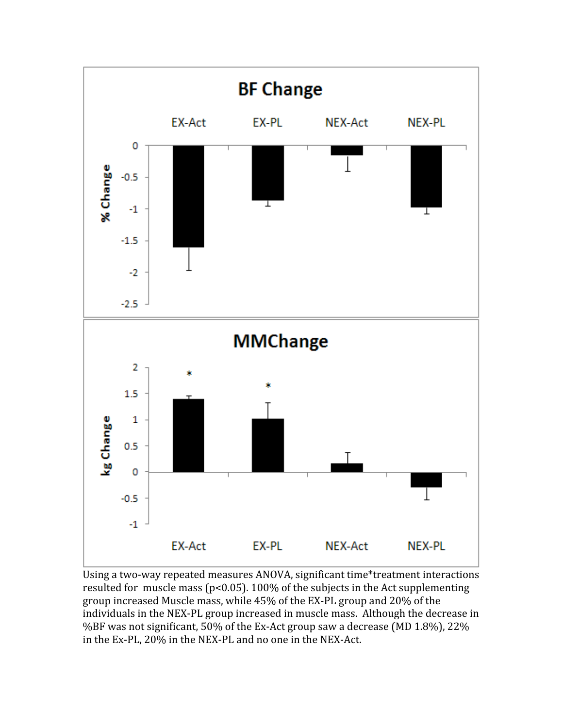Using a two-way repeated measures ANOVA, significant time*treatment interactions resulted for muscle mass ($p<0.05$). 100% of the subjects in the Act supplementing group increased Muscle mass, while 45% of the EX-PL group and 20% of the individuals in the NEX-PL group increased in muscle mass. Although the decrease in %BF was not significant, 50% of the Ex-Act group saw a decrease (MD 1.8%), 22% in the Ex-PL, 20% in the NEX-PL and no one in the NEX-Act.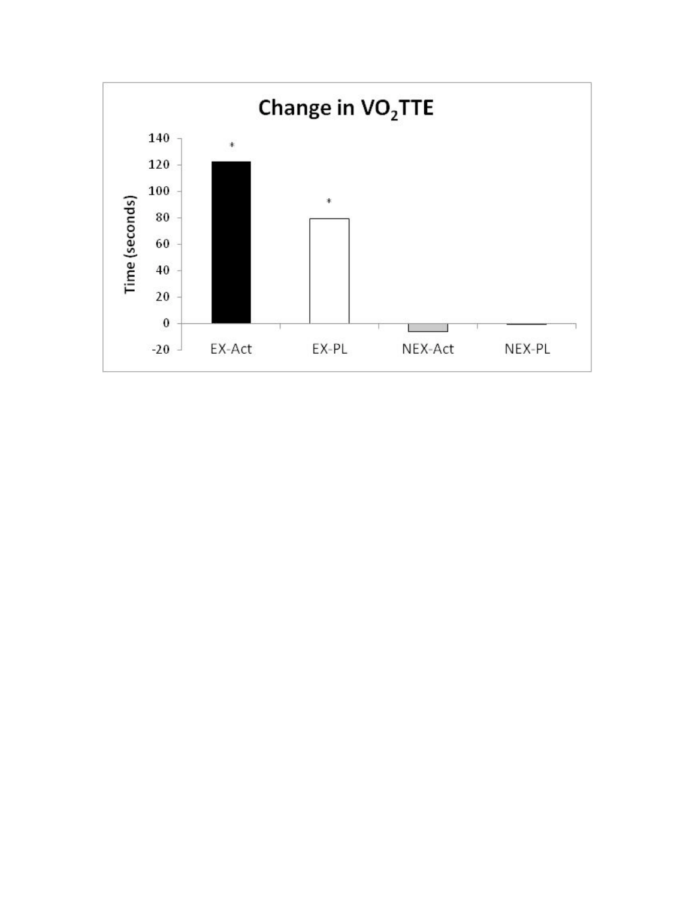**Change in $VO_2$TTE**

Time (seconds)

140
120
100
80
60
40
20
0
-20

\*

\*

EX-Act EX-PL NEX-Act NEX-PL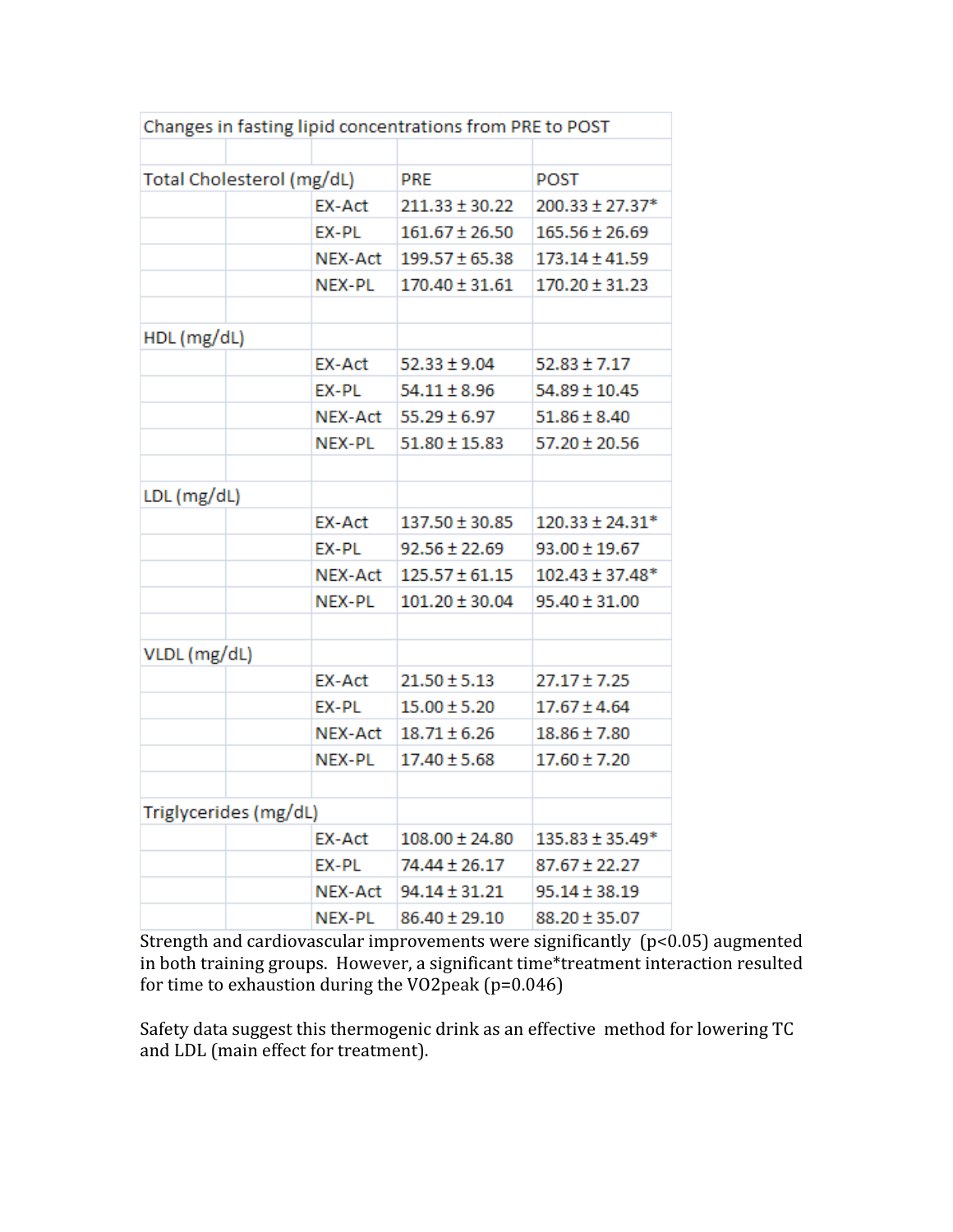| Changes in fasting lipid concentrations from PRE to POST | | | | |
|---|---|---|---|---|
| | | | | |
| Total Cholesterol (mg/dL) | | | PRE | POST |
| | | EX-Act | 211.33 ± 30.22 | 200.33 ± 27.37* |
| | | EX-PL | 161.67 ± 26.50 | 165.56 ± 26.69 |
| | | NEX-Act | 199.57 ± 65.38 | 173.14 ± 41.59 |
| | | NEX-PL | 170.40 ± 31.61 | 170.20 ± 31.23 |
| | | | | |
| HDL (mg/dL) | | | | |
| | | EX-Act | 52.33 ± 9.04 | 52.83 ± 7.17 |
| | | EX-PL | 54.11 ± 8.96 | 54.89 ± 10.45 |
| | | NEX-Act | 55.29 ± 6.97 | 51.86 ± 8.40 |
| | | NEX-PL | 51.80 ± 15.83 | 57.20 ± 20.56 |
| | | | | |
| LDL (mg/dL) | | | | |
| | | EX-Act | 137.50 ± 30.85 | 120.33 ± 24.31* |
| | | EX-PL | 92.56 ± 22.69 | 93.00 ± 19.67 |
| | | NEX-Act | 125.57 ± 61.15 | 102.43 ± 37.48* |
| | | NEX-PL | 101.20 ± 30.04 | 95.40 ± 31.00 |
| | | | | |
| VLDL (mg/dL) | | | | |
| | | EX-Act | 21.50 ± 5.13 | 27.17 ± 7.25 |
| | | EX-PL | 15.00 ± 5.20 | 17.67 ± 4.64 |
| | | NEX-Act | 18.71 ± 6.26 | 18.86 ± 7.80 |
| | | NEX-PL | 17.40 ± 5.68 | 17.60 ± 7.20 |
| | | | | |
| Triglycerides (mg/dL) | | | | |
| | | EX-Act | 108.00 ± 24.80 | 135.83 ± 35.49* |
| | | EX-PL | 74.44 ± 26.17 | 87.67 ± 22.27 |
| | | NEX-Act | 94.14 ± 31.21 | 95.14 ± 38.19 |
| | | NEX-PL | 86.40 ± 29.10 | 88.20 ± 35.07 |

Strength and cardiovascular improvements were significantly ($p<0.05$) augmented in both training groups. However, a significant time*treatment interaction resulted for time to exhaustion during the VO2peak ($p=0.046$)

Safety data suggest this thermogenic drink as an effective method for lowering TC and LDL (main effect for treatment).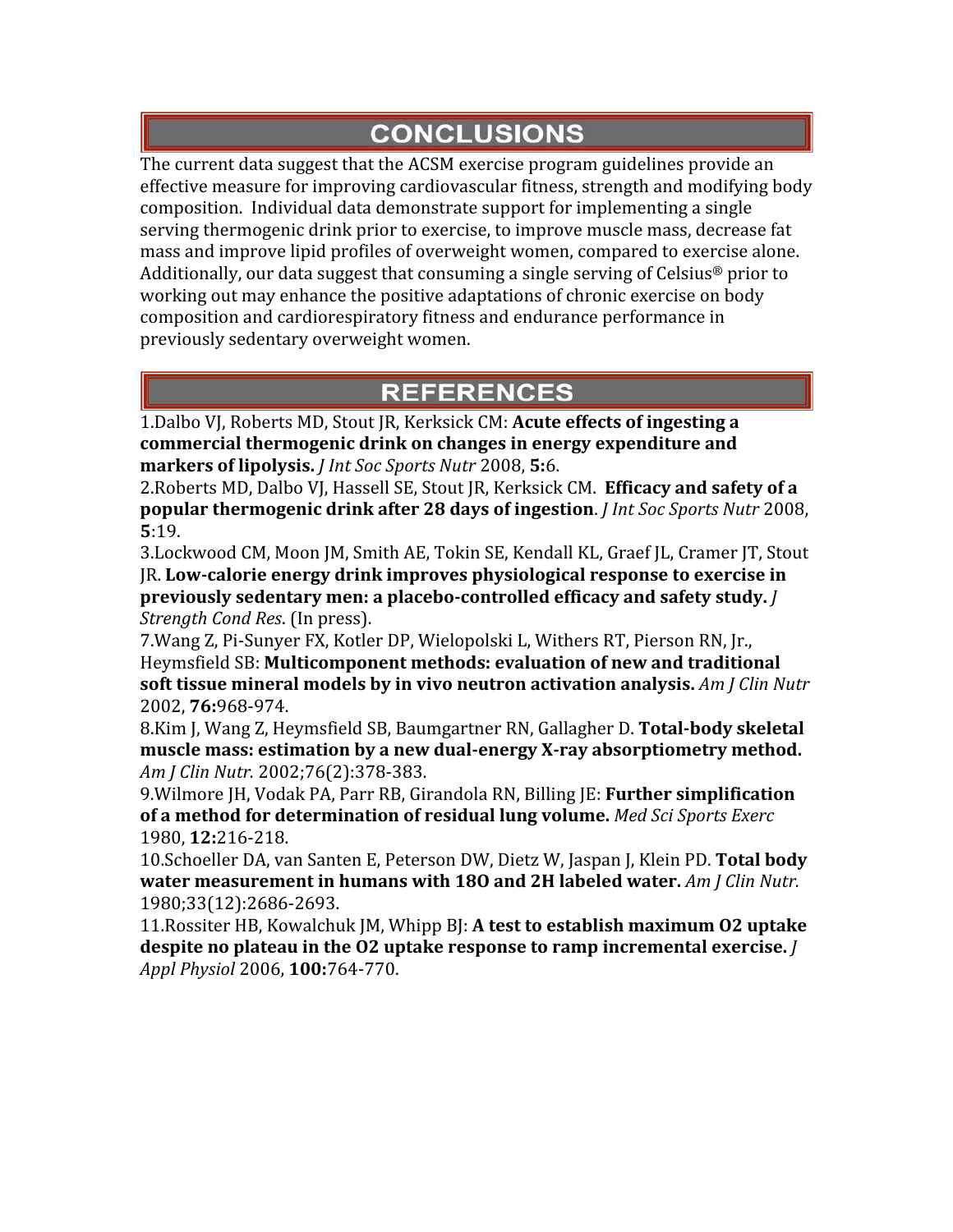## CONCLUSIONS

The current data suggest that the ACSM exercise program guidelines provide an effective measure for improving cardiovascular fitness, strength and modifying body composition. Individual data demonstrate support for implementing a single serving thermogenic drink prior to exercise, to improve muscle mass, decrease fat mass and improve lipid profiles of overweight women, compared to exercise alone. Additionally, our data suggest that consuming a single serving of Celsius® prior to working out may enhance the positive adaptations of chronic exercise on body composition and cardiorespiratory fitness and endurance performance in previously sedentary overweight women.

## REFERENCES

1.Dalbo VJ, Roberts MD, Stout JR, Kerksick CM: **Acute effects of ingesting a commercial thermogenic drink on changes in energy expenditure and markers of lipolysis.** *J Int Soc Sports Nutr* 2008, **5:**6.

2.Roberts MD, Dalbo VJ, Hassell SE, Stout JR, Kerksick CM. **Efficacy and safety of a popular thermogenic drink after 28 days of ingestion**. *J Int Soc Sports Nutr* 2008, **5**:19.

3.Lockwood CM, Moon JM, Smith AE, Tokin SE, Kendall KL, Graef JL, Cramer JT, Stout JR. **Low-calorie energy drink improves physiological response to exercise in previously sedentary men: a placebo-controlled efficacy and safety study.** *J Strength Cond Res*. (In press).

7.Wang Z, Pi-Sunyer FX, Kotler DP, Wielopolski L, Withers RT, Pierson RN, Jr., Heymsfield SB: **Multicomponent methods: evaluation of new and traditional soft tissue mineral models by in vivo neutron activation analysis.** *Am J Clin Nutr* 2002, **76:**968-974.

8.Kim J, Wang Z, Heymsfield SB, Baumgartner RN, Gallagher D. **Total-body skeletal muscle mass: estimation by a new dual-energy X-ray absorptiometry method.** *Am J Clin Nutr.* 2002;76(2):378-383.

9.Wilmore JH, Vodak PA, Parr RB, Girandola RN, Billing JE: **Further simplification of a method for determination of residual lung volume.** *Med Sci Sports Exerc* 1980, **12:**216-218.

10.Schoeller DA, van Santen E, Peterson DW, Dietz W, Jaspan J, Klein PD. **Total body water measurement in humans with 18O and 2H labeled water.** *Am J Clin Nutr.* 1980;33(12):2686-2693.

11.Rossiter HB, Kowalchuk JM, Whipp BJ: **A test to establish maximum O2 uptake despite no plateau in the O2 uptake response to ramp incremental exercise.** *J Appl Physiol* 2006, **100:**764-770.